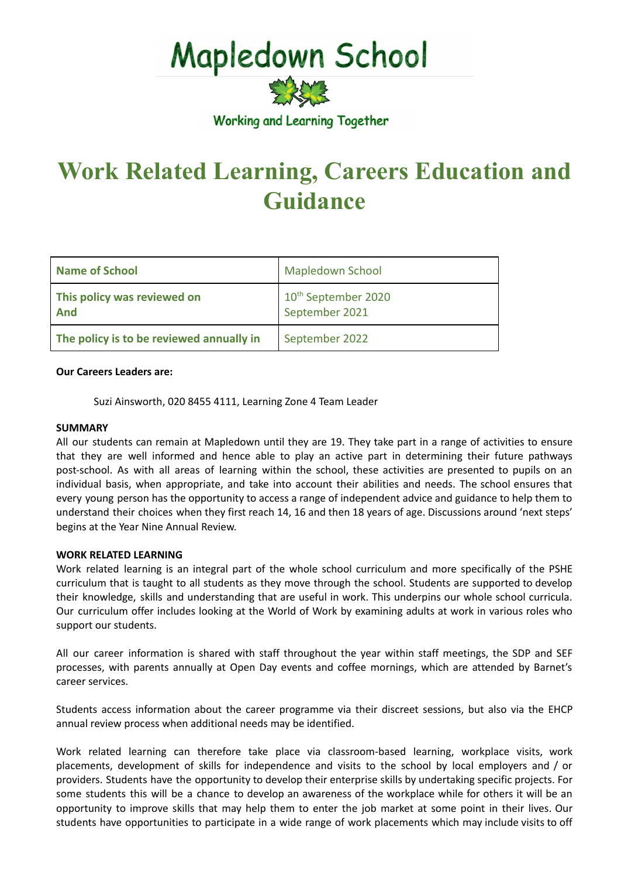# Mapledown School

Working and Learning Together

# Work Related Learning, Careers Education and Guidance

| Name of School | Mapledown School |
| --- | --- |
| This policy was reviewed on<br>And | 10th September 2020<br>September 2021 |
| The policy is to be reviewed annually in | September 2022 |

**Our Careers Leaders are:**

Suzi Ainsworth, 020 8455 4111, Learning Zone 4 Team Leader

**SUMMARY**

All our students can remain at Mapledown until they are 19. They take part in a range of activities to ensure that they are well informed and hence able to play an active part in determining their future pathways post-school. As with all areas of learning within the school, these activities are presented to pupils on an individual basis, when appropriate, and take into account their abilities and needs. The school ensures that every young person has the opportunity to access a range of independent advice and guidance to help them to understand their choices when they first reach 14, 16 and then 18 years of age. Discussions around 'next steps' begins at the Year Nine Annual Review.

**WORK RELATED LEARNING**

Work related learning is an integral part of the whole school curriculum and more specifically of the PSHE curriculum that is taught to all students as they move through the school. Students are supported to develop their knowledge, skills and understanding that are useful in work. This underpins our whole school curricula. Our curriculum offer includes looking at the World of Work by examining adults at work in various roles who support our students.

All our career information is shared with staff throughout the year within staff meetings, the SDP and SEF processes, with parents annually at Open Day events and coffee mornings, which are attended by Barnet's career services.

Students access information about the career programme via their discreet sessions, but also via the EHCP annual review process when additional needs may be identified.

Work related learning can therefore take place via classroom-based learning, workplace visits, work placements, development of skills for independence and visits to the school by local employers and / or providers. Students have the opportunity to develop their enterprise skills by undertaking specific projects. For some students this will be a chance to develop an awareness of the workplace while for others it will be an opportunity to improve skills that may help them to enter the job market at some point in their lives. Our students have opportunities to participate in a wide range of work placements which may include visits to off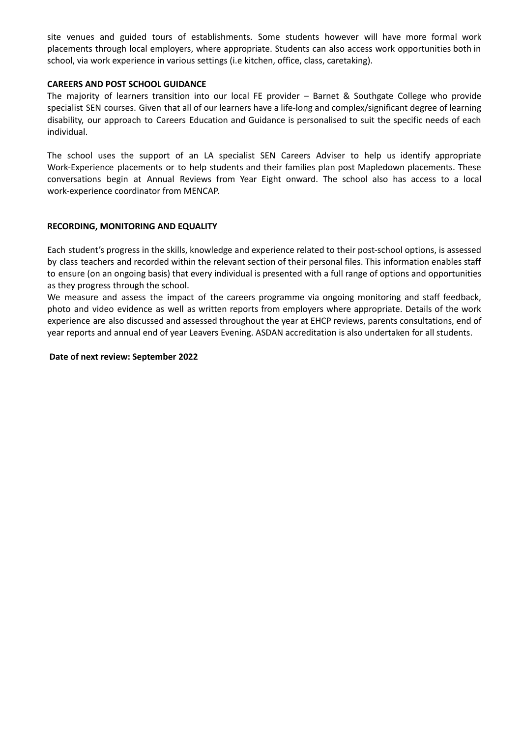site venues and guided tours of establishments. Some students however will have more formal work placements through local employers, where appropriate. Students can also access work opportunities both in school, via work experience in various settings (i.e kitchen, office, class, caretaking).

**CAREERS AND POST SCHOOL GUIDANCE**

The majority of learners transition into our local FE provider – Barnet & Southgate College who provide specialist SEN courses. Given that all of our learners have a life-long and complex/significant degree of learning disability, our approach to Careers Education and Guidance is personalised to suit the specific needs of each individual.

The school uses the support of an LA specialist SEN Careers Adviser to help us identify appropriate Work-Experience placements or to help students and their families plan post Mapledown placements. These conversations begin at Annual Reviews from Year Eight onward. The school also has access to a local work-experience coordinator from MENCAP.

**RECORDING, MONITORING AND EQUALITY**

Each student's progress in the skills, knowledge and experience related to their post-school options, is assessed by class teachers and recorded within the relevant section of their personal files. This information enables staff to ensure (on an ongoing basis) that every individual is presented with a full range of options and opportunities as they progress through the school.

We measure and assess the impact of the careers programme via ongoing monitoring and staff feedback, photo and video evidence as well as written reports from employers where appropriate. Details of the work experience are also discussed and assessed throughout the year at EHCP reviews, parents consultations, end of year reports and annual end of year Leavers Evening. ASDAN accreditation is also undertaken for all students.

**Date of next review: September 2022**